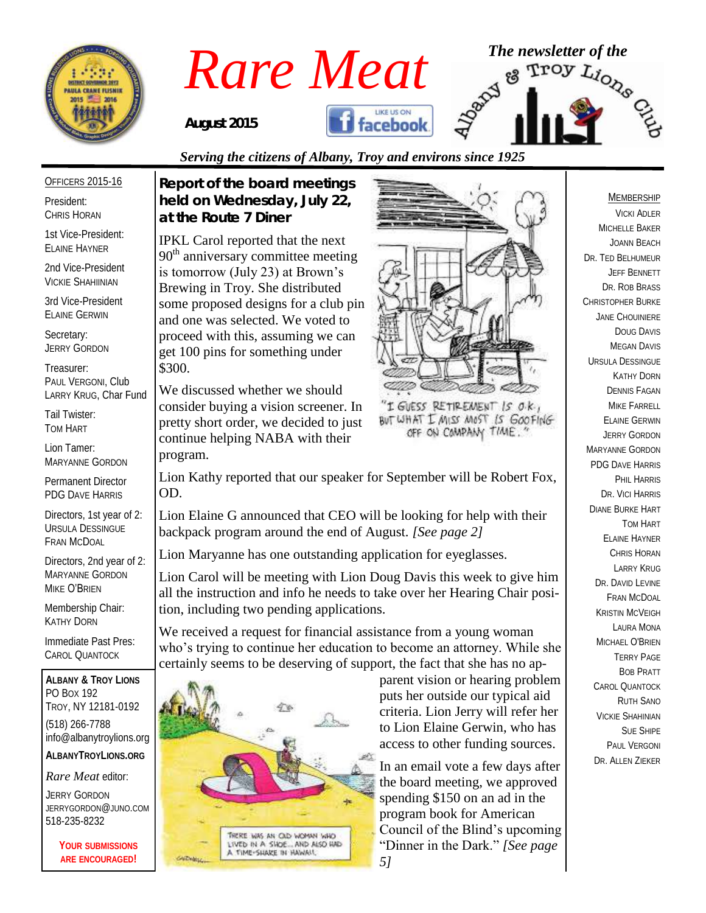# Rare Meat

**August 2015**

*The newsletter of the Albany & Troy Lions Club*

*Serving the citizens of Albany, Troy and environs since 1925*

## Report of the board meetings held on Wednesday, July 22, at the Route 7 Diner

IPKL Carol reported that the next 90th anniversary committee meeting is tomorrow (July 23) at Brown's Brewing in Troy. She distributed some proposed designs for a club pin and one was selected. We voted to proceed with this, assuming we can get 100 pins for something under $300.

We discussed whether we should consider buying a vision screener. In pretty short order, we decided to just continue helping NABA with their program.

"I GUESS RETIREMENT IS O.K., BUT WHAT I MISS MOST IS GOOFING OFF ON COMPANY TIME."

Lion Kathy reported that our speaker for September will be Robert Fox, OD.

Lion Elaine G announced that CEO will be looking for help with their backpack program around the end of August. *[See page 2]*

Lion Maryanne has one outstanding application for eyeglasses.

Lion Carol will be meeting with Lion Doug Davis this week to give him all the instruction and info he needs to take over her Hearing Chair position, including two pending applications.

We received a request for financial assistance from a young woman who's trying to continue her education to become an attorney. While she certainly seems to be deserving of support, the fact that she has no apparent vision or hearing problem puts her outside our typical aid criteria. Lion Jerry will refer her to Lion Elaine Gerwin, who has access to other funding sources.

THERE WAS AN OLD WOMAN WHO LIVED IN A SHOE... AND ALSO HAD A TIME-SHARE IN HAWAII.

In an email vote a few days after the board meeting, we approved spending $150 on an ad in the program book for American Council of the Blind's upcoming "Dinner in the Dark." *[See page 5]*

---

**Officers 2015-16**

President:
Chris Horan

1st Vice-President:
Elaine Hayner

2nd Vice-President
Vickie Shahiinian

3rd Vice-President
Elaine Gerwin

Secretary:
Jerry Gordon

Treasurer:
Paul Vergoni, Club
Larry Krug, Char Fund

Tail Twister:
Tom Hart

Lion Tamer:
Maryanne Gordon

Permanent Director
PDG Dave Harris

Directors, 1st year of 2:
Ursula Dessingue
Fran McDoal

Directors, 2nd year of 2:
Maryanne Gordon
Mike O'Brien

Membership Chair:
Kathy Dorn

Immediate Past Pres:
Carol Quantock

**Albany & Troy Lions**
PO Box 192
Troy, NY 12181-0192
(518) 266-7788
info@albanytroylions.org

**AlbanyTroyLions.org**

*Rare Meat* editor:
Jerry Gordon
jerrygordon@juno.com
518-235-8232

**Your submissions are encouraged!**

---

**Membership**

Vicki Adler
Michelle Baker
Joann Beach
Dr. Ted Belhumeur
Jeff Bennett
Dr. Rob Brass
Christopher Burke
Jane Chouiniere
Doug Davis
Megan Davis
Ursula Dessingue
Kathy Dorn
Dennis Fagan
Mike Farrell
Elaine Gerwin
Jerry Gordon
Maryanne Gordon
PDG Dave Harris
Phil Harris
Dr. Vici Harris
Diane Burke Hart
Tom Hart
Elaine Hayner
Chris Horan
Larry Krug
Dr. David Levine
Fran McDoal
Kristin McVeigh
Laura Mona
Michael O'Brien
Terry Page
Bob Pratt
Carol Quantock
Ruth Sano
Vickie Shahinian
Sue Shipe
Paul Vergoni
Dr. Allen Zieker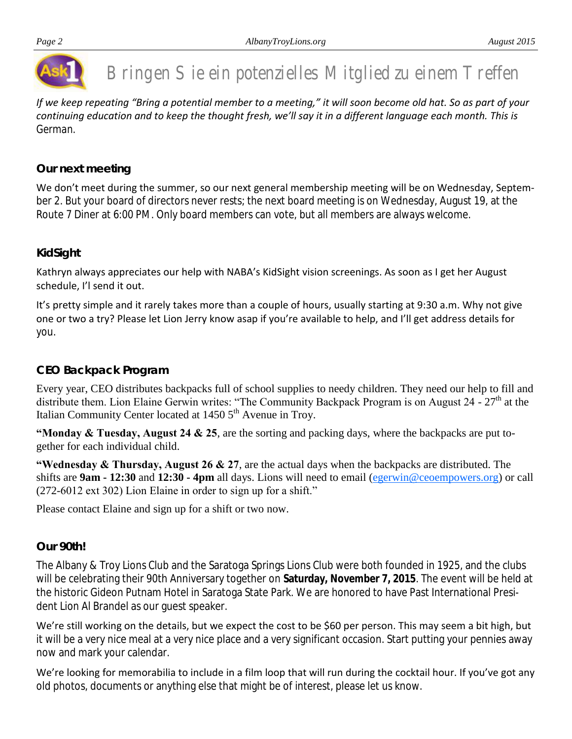# Bringen Sie ein potenzielles Mitglied zu einem Treffen

*If we keep repeating "Bring a potential member to a meeting," it will soon become old hat. So as part of your continuing education and to keep the thought fresh, we'll say it in a different language each month. This is* German.

### Our next meeting

We don't meet during the summer, so our next general membership meeting will be on Wednesday, September 2. But your board of directors never rests; the next board meeting is on Wednesday, August 19, at the Route 7 Diner at 6:00 PM. Only board members can vote, but all members are always welcome.

### KidSight

Kathryn always appreciates our help with NABA's KidSight vision screenings. As soon as I get her August schedule, I'll send it out.

It's pretty simple and it rarely takes more than a couple of hours, usually starting at 9:30 a.m. Why not give one or two a try? Please let Lion Jerry know asap if you're available to help, and I'll get address details for you.

### CEO Backpack Program

Every year, CEO distributes backpacks full of school supplies to needy children. They need our help to fill and distribute them. Lion Elaine Gerwin writes: "The Community Backpack Program is on August 24 - 27th at the Italian Community Center located at 1450 5th Avenue in Troy.

"**Monday & Tuesday, August 24 & 25**, are the sorting and packing days, where the backpacks are put together for each individual child.

"**Wednesday & Thursday, August 26 & 27**, are the actual days when the backpacks are distributed. The shifts are **9am - 12:30** and **12:30 - 4pm** all days. Lions will need to email (egerwin@ceoempowers.org) or call (272-6012 ext 302) Lion Elaine in order to sign up for a shift."

Please contact Elaine and sign up for a shift or two now.

### Our 90th!

The Albany & Troy Lions Club and the Saratoga Springs Lions Club were both founded in 1925, and the clubs will be celebrating their 90th Anniversary together on **Saturday, November 7, 2015**. The event will be held at the historic Gideon Putnam Hotel in Saratoga State Park. We are honored to have Past International President Lion Al Brandel as our guest speaker.

We're still working on the details, but we expect the cost to be $60 per person. This may seem a bit high, but it will be a very nice meal at a very nice place and a very significant occasion. Start putting your pennies away now and mark your calendar.

We're looking for memorabilia to include in a film loop that will run during the cocktail hour. If you've got any old photos, documents or anything else that might be of interest, please let us know.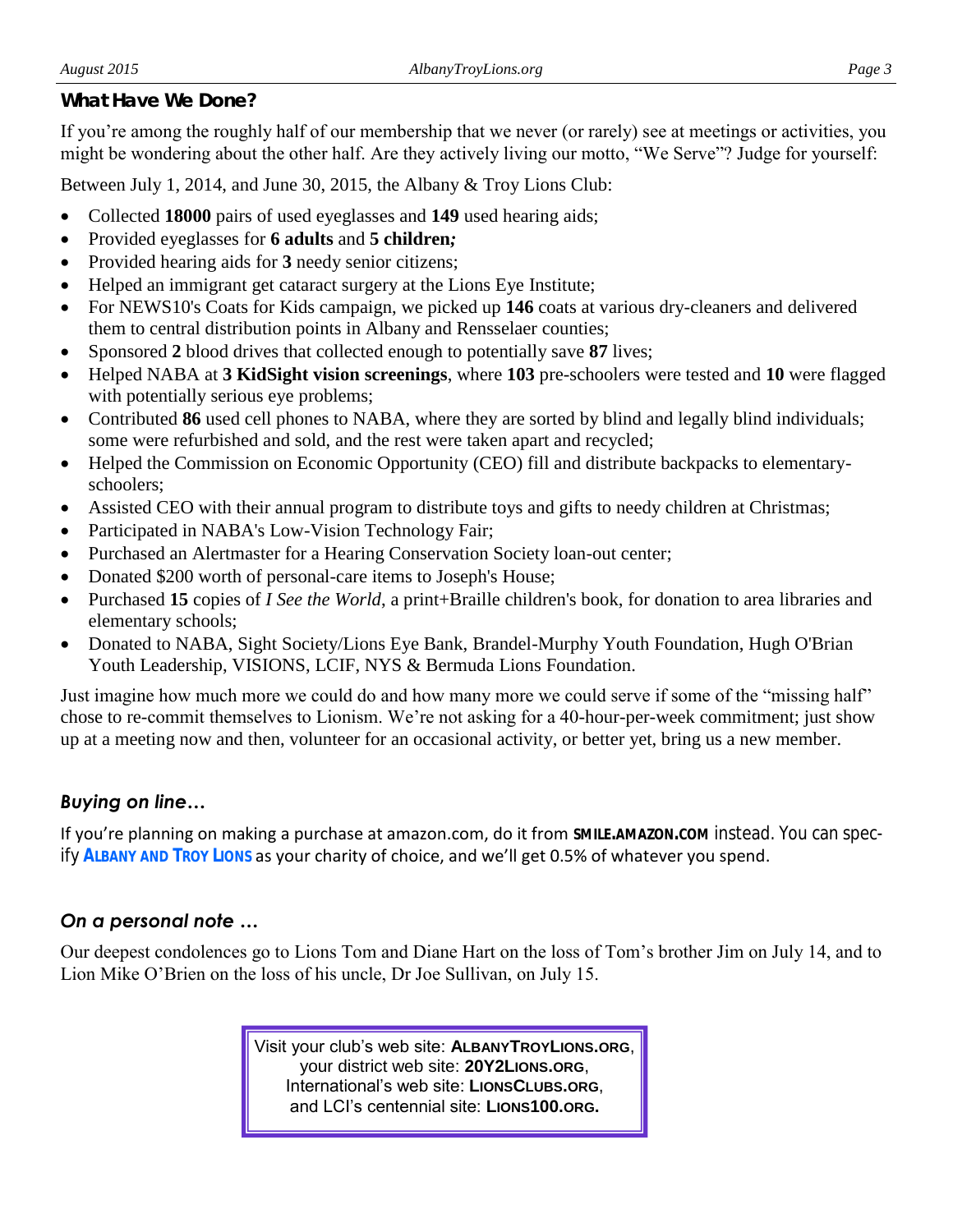## What Have We Done?

If you're among the roughly half of our membership that we never (or rarely) see at meetings or activities, you might be wondering about the other half. Are they actively living our motto, "We Serve"? Judge for yourself:

Between July 1, 2014, and June 30, 2015, the Albany & Troy Lions Club:

- Collected **18000** pairs of used eyeglasses and **149** used hearing aids;
- Provided eyeglasses for **6 adults** and **5 children;**
- Provided hearing aids for **3** needy senior citizens;
- Helped an immigrant get cataract surgery at the Lions Eye Institute;
- For NEWS10's Coats for Kids campaign, we picked up **146** coats at various dry-cleaners and delivered them to central distribution points in Albany and Rensselaer counties;
- Sponsored **2** blood drives that collected enough to potentially save **87** lives;
- Helped NABA at **3 KidSight vision screenings**, where **103** pre-schoolers were tested and **10** were flagged with potentially serious eye problems;
- Contributed **86** used cell phones to NABA, where they are sorted by blind and legally blind individuals; some were refurbished and sold, and the rest were taken apart and recycled;
- Helped the Commission on Economic Opportunity (CEO) fill and distribute backpacks to elementary-schoolers;
- Assisted CEO with their annual program to distribute toys and gifts to needy children at Christmas;
- Participated in NABA's Low-Vision Technology Fair;
- Purchased an Alertmaster for a Hearing Conservation Society loan-out center;
- Donated $200 worth of personal-care items to Joseph's House;
- Purchased **15** copies of *I See the World*, a print+Braille children's book, for donation to area libraries and elementary schools;
- Donated to NABA, Sight Society/Lions Eye Bank, Brandel-Murphy Youth Foundation, Hugh O'Brian Youth Leadership, VISIONS, LCIF, NYS & Bermuda Lions Foundation.

Just imagine how much more we could do and how many more we could serve if some of the "missing half" chose to re-commit themselves to Lionism. We're not asking for a 40-hour-per-week commitment; just show up at a meeting now and then, volunteer for an occasional activity, or better yet, bring us a new member.

### *Buying on line…*

If you're planning on making a purchase at amazon.com, do it from **SMILE.AMAZON.COM** instead. You can specify **ALBANY AND TROY LIONS** as your charity of choice, and we'll get 0.5% of whatever you spend.

### *On a personal note …*

Our deepest condolences go to Lions Tom and Diane Hart on the loss of Tom's brother Jim on July 14, and to Lion Mike O'Brien on the loss of his uncle, Dr Joe Sullivan, on July 15.

Visit your club's web site: **ALBANYTROYLIONS.ORG**,
your district web site: **20Y2LIONS.ORG**,
International's web site: **LIONSCLUBS.ORG**,
and LCI's centennial site: **LIONS100.ORG.**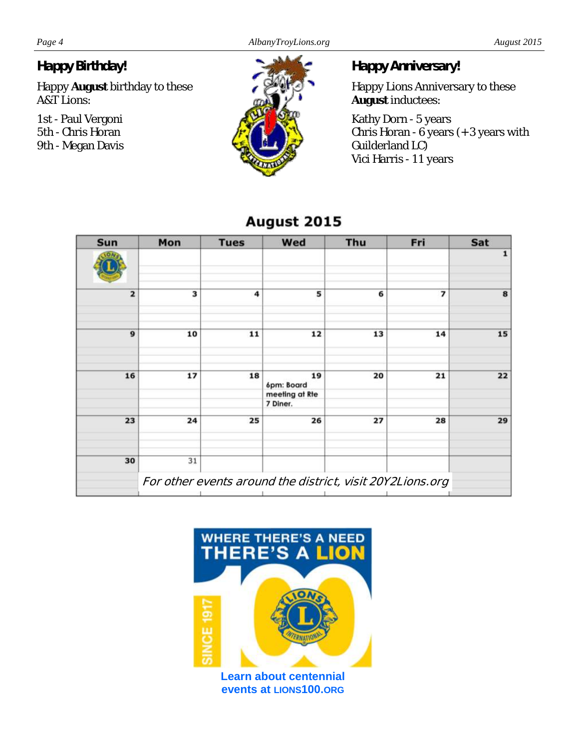## Happy Birthday!

Happy **August** birthday to these A&T Lions:

1st - Paul Vergoni
5th - Chris Horan
9th - Megan Davis

## Happy Anniversary!

Happy Lions Anniversary to these **August** inductees:

Kathy Dorn - 5 years
Chris Horan - 6 years (+3 years with Guilderland LC)
Vici Harris - 11 years

## August 2015

| Sun | Mon | Tues | Wed | Thu | Fri | Sat |
|---|---|---|---|---|---|---|
| | | | | | | 1 |
| 2 | 3 | 4 | 5 | 6 | 7 | 8 |
| 9 | 10 | 11 | 12 | 13 | 14 | 15 |
| 16 | 17 | 18 | 19 6pm: Board meeting at Rte 7 Diner. | 20 | 21 | 22 |
| 23 | 24 | 25 | 26 | 27 | 28 | 29 |
| 30 | 31 | | | | | |

*For other events around the district, visit 20Y2Lions.org*

WHERE THERE'S A NEED THERE'S A LION

SINCE 1917

**Learn about centennial events at LIONS100.ORG**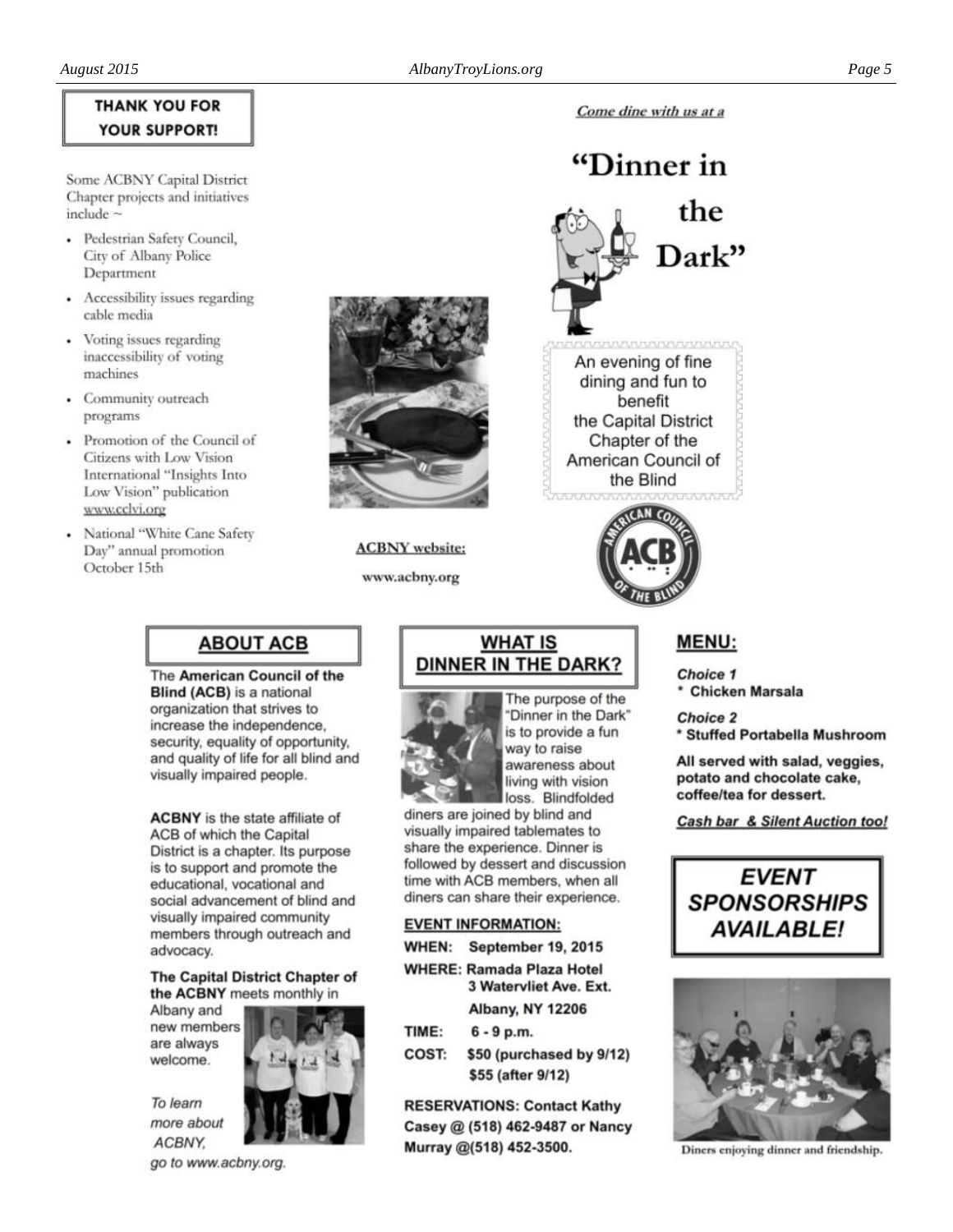**THANK YOU FOR YOUR SUPPORT!**

Some ACBNY Capital District Chapter projects and initiatives include ~

- Pedestrian Safety Council, City of Albany Police Department
- Accessibility issues regarding cable media
- Voting issues regarding inaccessibility of voting machines
- Community outreach programs
- Promotion of the Council of Citizens with Low Vision International "Insights Into Low Vision" publication www.cclvi.org
- National "White Cane Safety Day" annual promotion October 15th

**ACBNY website:**

www.acbny.org

*Come dine with us at a*

# "Dinner in the Dark"

An evening of fine dining and fun to benefit the Capital District Chapter of the American Council of the Blind

## ABOUT ACB

The **American Council of the Blind (ACB)** is a national organization that strives to increase the independence, security, equality of opportunity, and quality of life for all blind and visually impaired people.

**ACBNY** is the state affiliate of ACB of which the Capital District is a chapter. Its purpose is to support and promote the educational, vocational and social advancement of blind and visually impaired community members through outreach and advocacy.

**The Capital District Chapter of the ACBNY** meets monthly in Albany and new members are always welcome.

*To learn more about ACBNY, go to www.acbny.org.*

## WHAT IS DINNER IN THE DARK?

The purpose of the "Dinner in the Dark" is to provide a fun way to raise awareness about living with vision loss. Blindfolded diners are joined by blind and visually impaired tablemates to share the experience. Dinner is followed by dessert and discussion time with ACB members, when all diners can share their experience.

**EVENT INFORMATION:**

**WHEN:** September 19, 2015

**WHERE:** Ramada Plaza Hotel
3 Watervliet Ave. Ext.
Albany, NY 12206

**TIME:** 6 - 9 p.m.

**COST:** $50 (purchased by 9/12)
$55 (after 9/12)

**RESERVATIONS: Contact Kathy Casey @ (518) 462-9487 or Nancy Murray @(518) 452-3500.**

## MENU:

*Choice 1*
* Chicken Marsala

*Choice 2*
* Stuffed Portabella Mushroom

**All served with salad, veggies, potato and chocolate cake, coffee/tea for dessert.**

***Cash bar & Silent Auction too!***

***EVENT SPONSORSHIPS AVAILABLE!***

Diners enjoying dinner and friendship.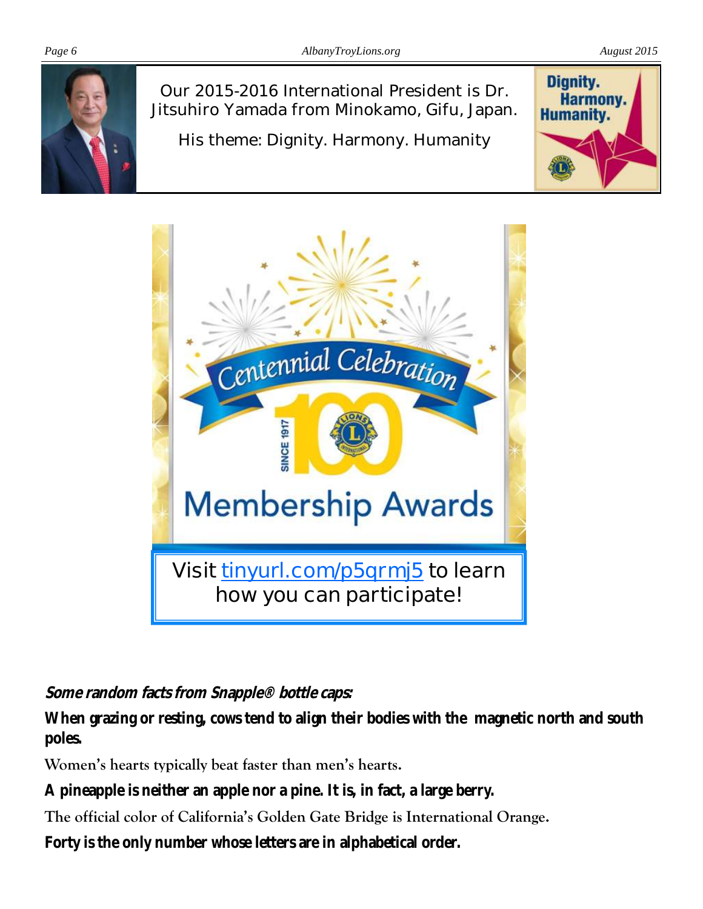Our 2015-2016 International President is Dr. Jitsuhiro Yamada from Minokamo, Gifu, Japan.

His theme: Dignity. Harmony. Humanity

Dignity. Harmony. Humanity.

Centennial Celebration

SINCE 1917 100

Membership Awards

Visit [tinyurl.com/p5qrmj5](http://tinyurl.com/p5qrmj5) to learn how you can participate!

***Some random facts from Snapple® bottle caps:***

**When grazing or resting, cows tend to align their bodies with the magnetic north and south poles.**

**Women's hearts typically beat faster than men's hearts.**

**A pineapple is neither an apple nor a pine. It is, in fact, a large berry.**

**The official color of California's Golden Gate Bridge is International Orange.**

**Forty is the only number whose letters are in alphabetical order.**